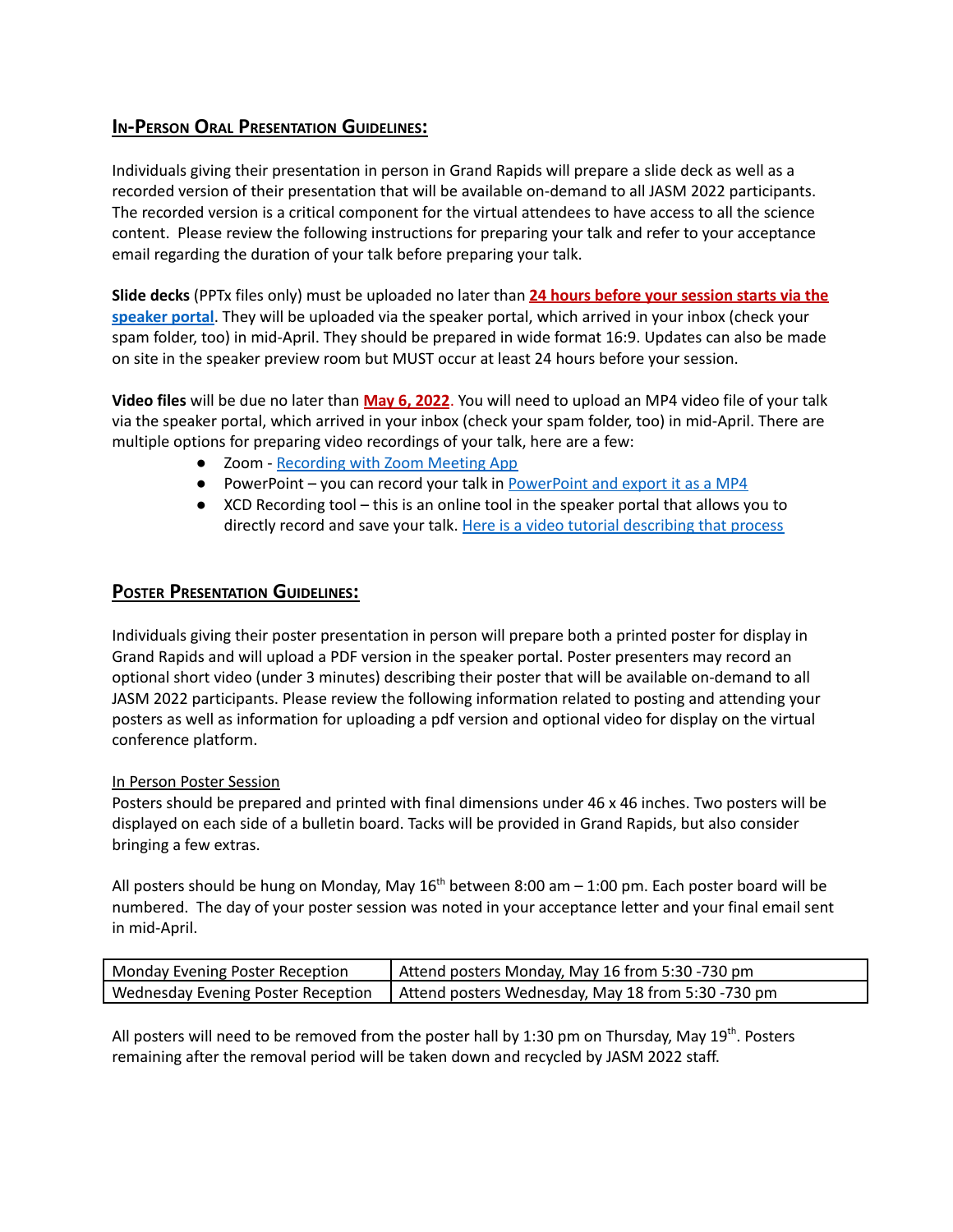## **IN-PERSON ORAL PRESENTATION GUIDELINES:**

Individuals giving their presentation in person in Grand Rapids will prepare a slide deck as well as a recorded version of their presentation that will be available on-demand to all JASM 2022 participants. The recorded version is a critical component for the virtual attendees to have access to all the science content. Please review the following instructions for preparing your talk and refer to your acceptance email regarding the duration of your talk before preparing your talk.

**Slide decks** (PPTx files only) must be uploaded no later than **24 hours before your session starts via the speaker portal**. They will be uploaded via the speaker portal, which arrived in your inbox (check your spam folder, too) in mid-April. They should be prepared in wide format 16:9. Updates can also be made on site in the speaker preview room but MUST occur at least 24 hours before your session.

**Video files** will be due no later than **May 6, 2022**. You will need to upload an MP4 video file of your talk via the speaker portal, which arrived in your inbox (check your spam folder, too) in mid-April. There are multiple options for preparing video recordings of your talk, here are a few:

- Zoom - Recording with Zoom Meeting App
- PowerPoint – you can record your talk in PowerPoint and export it as a MP4
- XCD Recording tool – this is an online tool in the speaker portal that allows you to directly record and save your talk. Here is a video tutorial describing that process

## **POSTER PRESENTATION GUIDELINES:**

Individuals giving their poster presentation in person will prepare both a printed poster for display in Grand Rapids and will upload a PDF version in the speaker portal. Poster presenters may record an optional short video (under 3 minutes) describing their poster that will be available on-demand to all JASM 2022 participants. Please review the following information related to posting and attending your posters as well as information for uploading a pdf version and optional video for display on the virtual conference platform.

In Person Poster Session

Posters should be prepared and printed with final dimensions under 46 x 46 inches. Two posters will be displayed on each side of a bulletin board. Tacks will be provided in Grand Rapids, but also consider bringing a few extras.

All posters should be hung on Monday, May 16th between 8:00 am – 1:00 pm. Each poster board will be numbered. The day of your poster session was noted in your acceptance letter and your final email sent in mid-April.

| Monday Evening Poster Reception | Attend posters Monday, May 16 from 5:30 -730 pm |
|---|---|
| Wednesday Evening Poster Reception | Attend posters Wednesday, May 18 from 5:30 -730 pm |

All posters will need to be removed from the poster hall by 1:30 pm on Thursday, May 19th. Posters remaining after the removal period will be taken down and recycled by JASM 2022 staff.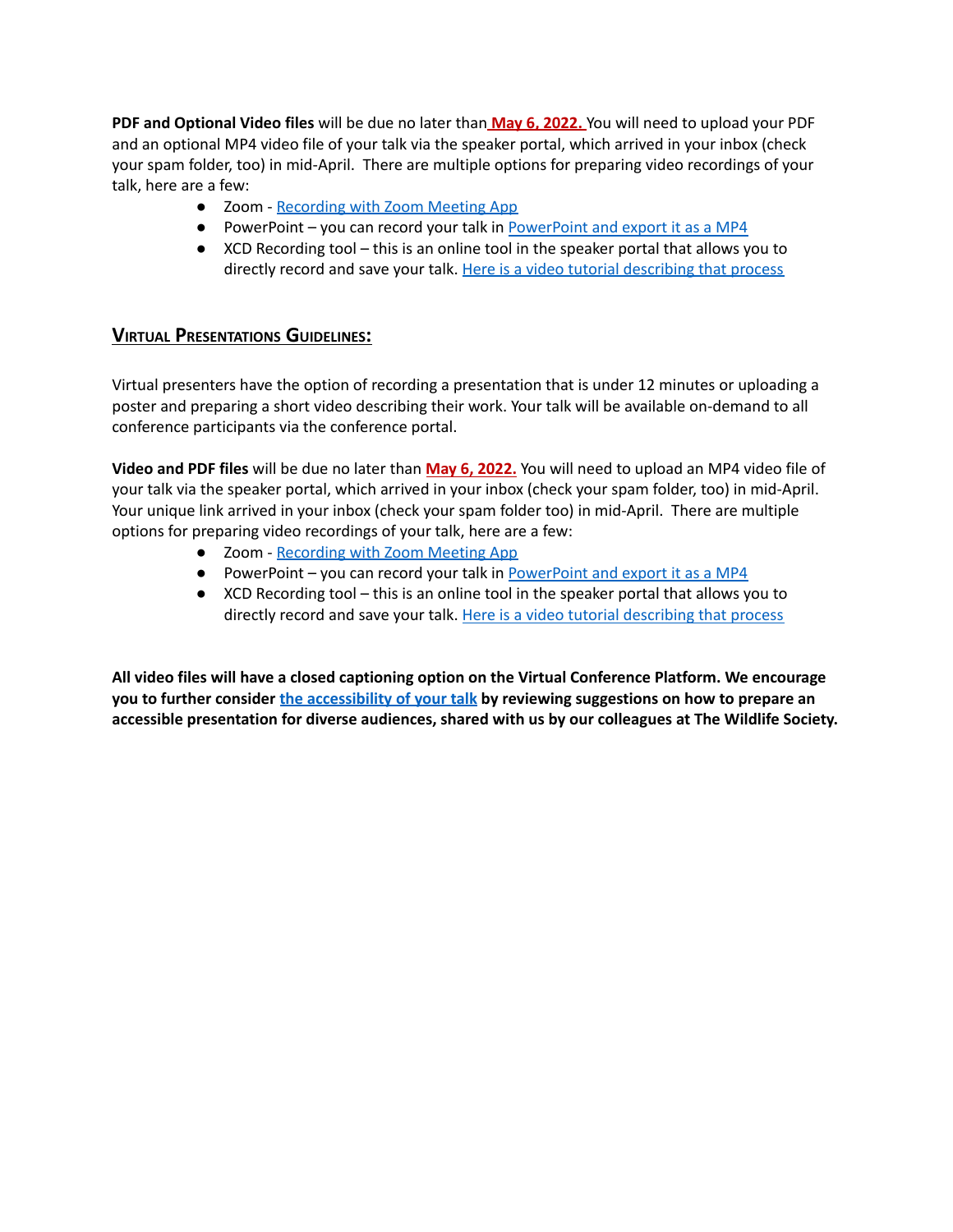**PDF and Optional Video files** will be due no later than **May 6, 2022.** You will need to upload your PDF and an optional MP4 video file of your talk via the speaker portal, which arrived in your inbox (check your spam folder, too) in mid-April. There are multiple options for preparing video recordings of your talk, here are a few:

- Zoom - Recording with Zoom Meeting App
- PowerPoint – you can record your talk in PowerPoint and export it as a MP4
- XCD Recording tool – this is an online tool in the speaker portal that allows you to directly record and save your talk. Here is a video tutorial describing that process

## Virtual Presentations Guidelines:

Virtual presenters have the option of recording a presentation that is under 12 minutes or uploading a poster and preparing a short video describing their work. Your talk will be available on-demand to all conference participants via the conference portal.

**Video and PDF files** will be due no later than **May 6, 2022.** You will need to upload an MP4 video file of your talk via the speaker portal, which arrived in your inbox (check your spam folder, too) in mid-April. Your unique link arrived in your inbox (check your spam folder too) in mid-April. There are multiple options for preparing video recordings of your talk, here are a few:

- Zoom - Recording with Zoom Meeting App
- PowerPoint – you can record your talk in PowerPoint and export it as a MP4
- XCD Recording tool – this is an online tool in the speaker portal that allows you to directly record and save your talk. Here is a video tutorial describing that process

**All video files will have a closed captioning option on the Virtual Conference Platform. We encourage you to further consider the accessibility of your talk by reviewing suggestions on how to prepare an accessible presentation for diverse audiences, shared with us by our colleagues at The Wildlife Society.**